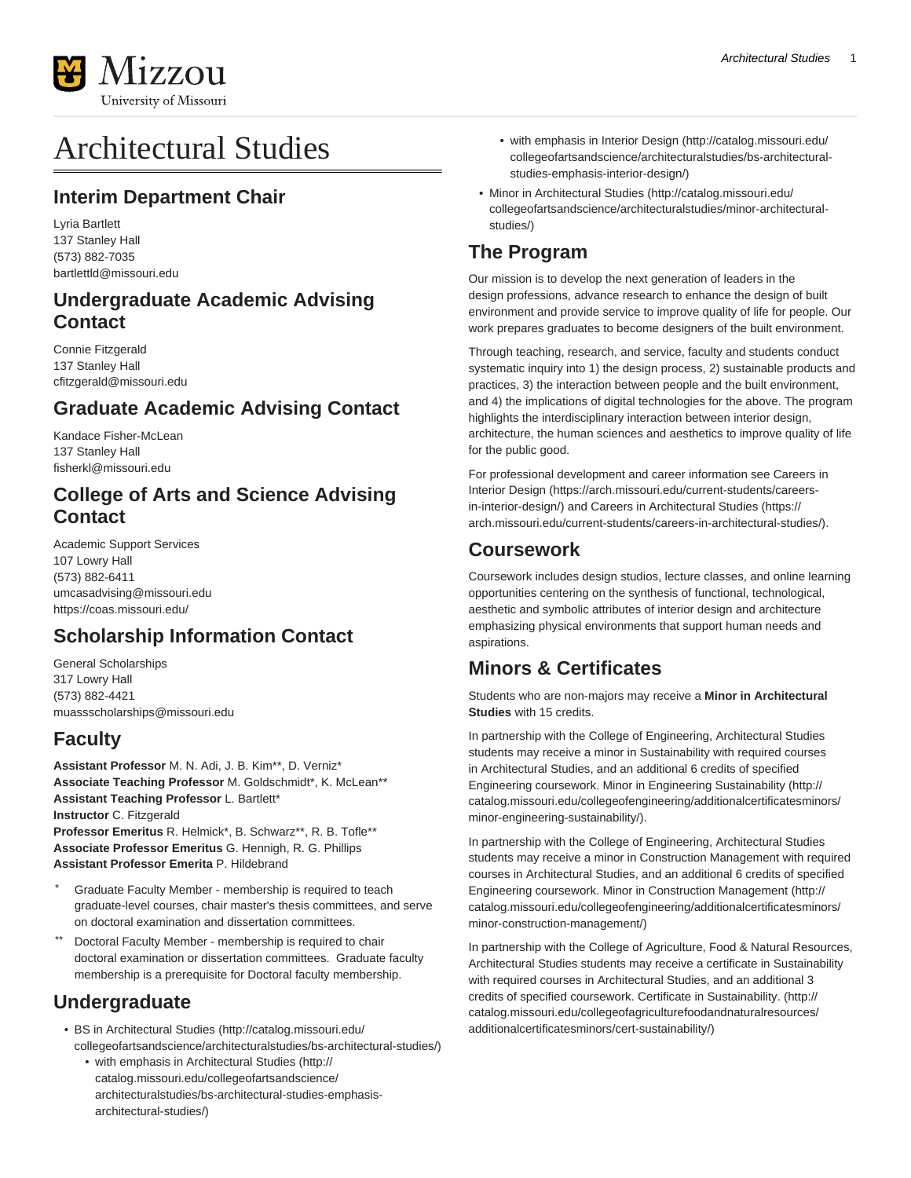# Architectural Studies

## Interim Department Chair

Lyria Bartlett
137 Stanley Hall
(573) 882-7035
bartlettld@missouri.edu

## Undergraduate Academic Advising Contact

Connie Fitzgerald
137 Stanley Hall
cfitzgerald@missouri.edu

## Graduate Academic Advising Contact

Kandace Fisher-McLean
137 Stanley Hall
fisherkl@missouri.edu

## College of Arts and Science Advising Contact

Academic Support Services
107 Lowry Hall
(573) 882-6411
umcasadvising@missouri.edu
https://coas.missouri.edu/

## Scholarship Information Contact

General Scholarships
317 Lowry Hall
(573) 882-4421
muassscholarships@missouri.edu

## Faculty

**Assistant Professor** M. N. Adi, J. B. Kim**, D. Verniz*
**Associate Teaching Professor** M. Goldschmidt*, K. McLean**
**Assistant Teaching Professor** L. Bartlett*
**Instructor** C. Fitzgerald
**Professor Emeritus** R. Helmick*, B. Schwarz**, R. B. Tofle**
**Associate Professor Emeritus** G. Hennigh, R. G. Phillips
**Assistant Professor Emerita** P. Hildebrand

\* Graduate Faculty Member - membership is required to teach graduate-level courses, chair master's thesis committees, and serve on doctoral examination and dissertation committees.

\*\* Doctoral Faculty Member - membership is required to chair doctoral examination or dissertation committees. Graduate faculty membership is a prerequisite for Doctoral faculty membership.

## Undergraduate

- BS in Architectural Studies (http://catalog.missouri.edu/collegeofartsandscience/architecturalstudies/bs-architectural-studies/)
  - with emphasis in Architectural Studies (http://catalog.missouri.edu/collegeofartsandscience/architecturalstudies/bs-architectural-studies-emphasis-architectural-studies/)
  - with emphasis in Interior Design (http://catalog.missouri.edu/collegeofartsandscience/architecturalstudies/bs-architectural-studies-emphasis-interior-design/)
- Minor in Architectural Studies (http://catalog.missouri.edu/collegeofartsandscience/architecturalstudies/minor-architectural-studies/)

## The Program

Our mission is to develop the next generation of leaders in the design professions, advance research to enhance the design of built environment and provide service to improve quality of life for people. Our work prepares graduates to become designers of the built environment.

Through teaching, research, and service, faculty and students conduct systematic inquiry into 1) the design process, 2) sustainable products and practices, 3) the interaction between people and the built environment, and 4) the implications of digital technologies for the above. The program highlights the interdisciplinary interaction between interior design, architecture, the human sciences and aesthetics to improve quality of life for the public good.

For professional development and career information see Careers in Interior Design (https://arch.missouri.edu/current-students/careers-in-interior-design/) and Careers in Architectural Studies (https://arch.missouri.edu/current-students/careers-in-architectural-studies/).

## Coursework

Coursework includes design studios, lecture classes, and online learning opportunities centering on the synthesis of functional, technological, aesthetic and symbolic attributes of interior design and architecture emphasizing physical environments that support human needs and aspirations.

## Minors & Certificates

Students who are non-majors may receive a **Minor in Architectural Studies** with 15 credits.

In partnership with the College of Engineering, Architectural Studies students may receive a minor in Sustainability with required courses in Architectural Studies, and an additional 6 credits of specified Engineering coursework. Minor in Engineering Sustainability (http://catalog.missouri.edu/collegeofengineering/additionalcertificatesminors/minor-engineering-sustainability/).

In partnership with the College of Engineering, Architectural Studies students may receive a minor in Construction Management with required courses in Architectural Studies, and an additional 6 credits of specified Engineering coursework. Minor in Construction Management (http://catalog.missouri.edu/collegeofengineering/additionalcertificatesminors/minor-construction-management/)

In partnership with the College of Agriculture, Food & Natural Resources, Architectural Studies students may receive a certificate in Sustainability with required courses in Architectural Studies, and an additional 3 credits of specified coursework. Certificate in Sustainability. (http://catalog.missouri.edu/collegeofagriculturefoodandnaturalresources/additionalcertificatesminors/cert-sustainability/)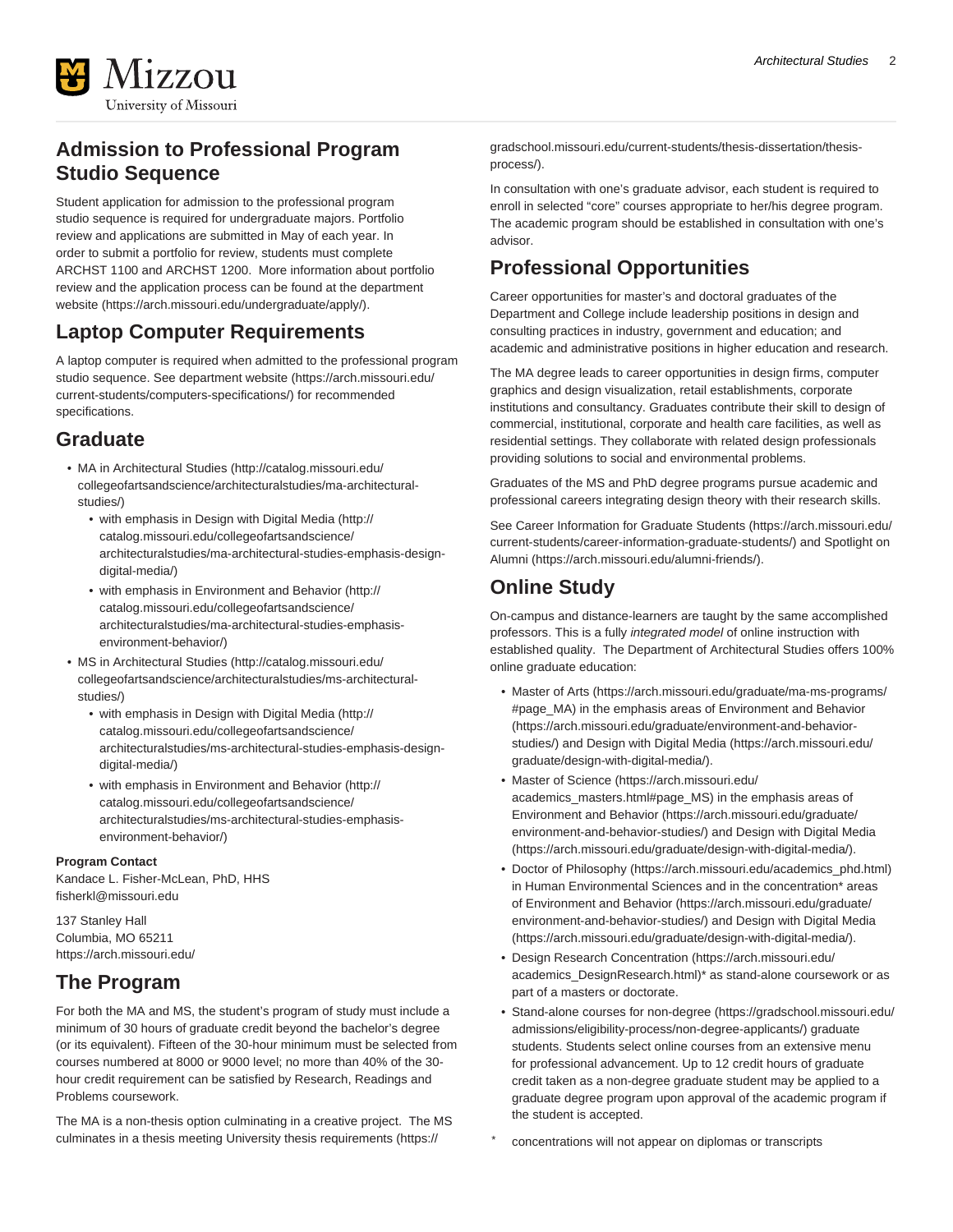## Admission to Professional Program Studio Sequence

Student application for admission to the professional program studio sequence is required for undergraduate majors. Portfolio review and applications are submitted in May of each year. In order to submit a portfolio for review, students must complete ARCHST 1100 and ARCHST 1200. More information about portfolio review and the application process can be found at the department website (https://arch.missouri.edu/undergraduate/apply/).

## Laptop Computer Requirements

A laptop computer is required when admitted to the professional program studio sequence. See department website (https://arch.missouri.edu/current-students/computers-specifications/) for recommended specifications.

## Graduate

- MA in Architectural Studies (http://catalog.missouri.edu/collegeofartsandscience/architecturalstudies/ma-architectural-studies/)
  - with emphasis in Design with Digital Media (http://catalog.missouri.edu/collegeofartsandscience/architecturalstudies/ma-architectural-studies-emphasis-design-digital-media/)
  - with emphasis in Environment and Behavior (http://catalog.missouri.edu/collegeofartsandscience/architecturalstudies/ma-architectural-studies-emphasis-environment-behavior/)
- MS in Architectural Studies (http://catalog.missouri.edu/collegeofartsandscience/architecturalstudies/ms-architectural-studies/)
  - with emphasis in Design with Digital Media (http://catalog.missouri.edu/collegeofartsandscience/architecturalstudies/ms-architectural-studies-emphasis-design-digital-media/)
  - with emphasis in Environment and Behavior (http://catalog.missouri.edu/collegeofartsandscience/architecturalstudies/ms-architectural-studies-emphasis-environment-behavior/)

**Program Contact**
Kandace L. Fisher-McLean, PhD, HHS
fisherkl@missouri.edu

137 Stanley Hall
Columbia, MO 65211
https://arch.missouri.edu/

## The Program

For both the MA and MS, the student's program of study must include a minimum of 30 hours of graduate credit beyond the bachelor's degree (or its equivalent). Fifteen of the 30-hour minimum must be selected from courses numbered at 8000 or 9000 level; no more than 40% of the 30-hour credit requirement can be satisfied by Research, Readings and Problems coursework.

The MA is a non-thesis option culminating in a creative project. The MS culminates in a thesis meeting University thesis requirements (https://gradschool.missouri.edu/current-students/thesis-dissertation/thesis-process/).

In consultation with one's graduate advisor, each student is required to enroll in selected "core" courses appropriate to her/his degree program. The academic program should be established in consultation with one's advisor.

## Professional Opportunities

Career opportunities for master's and doctoral graduates of the Department and College include leadership positions in design and consulting practices in industry, government and education; and academic and administrative positions in higher education and research.

The MA degree leads to career opportunities in design firms, computer graphics and design visualization, retail establishments, corporate institutions and consultancy. Graduates contribute their skill to design of commercial, institutional, corporate and health care facilities, as well as residential settings. They collaborate with related design professionals providing solutions to social and environmental problems.

Graduates of the MS and PhD degree programs pursue academic and professional careers integrating design theory with their research skills.

See Career Information for Graduate Students (https://arch.missouri.edu/current-students/career-information-graduate-students/) and Spotlight on Alumni (https://arch.missouri.edu/alumni-friends/).

## Online Study

On-campus and distance-learners are taught by the same accomplished professors. This is a fully *integrated model* of online instruction with established quality. The Department of Architectural Studies offers 100% online graduate education:

- Master of Arts (https://arch.missouri.edu/graduate/ma-ms-programs/#page_MA) in the emphasis areas of Environment and Behavior (https://arch.missouri.edu/graduate/environment-and-behavior-studies/) and Design with Digital Media (https://arch.missouri.edu/graduate/design-with-digital-media/).
- Master of Science (https://arch.missouri.edu/academics_masters.html#page_MS) in the emphasis areas of Environment and Behavior (https://arch.missouri.edu/graduate/environment-and-behavior-studies/) and Design with Digital Media (https://arch.missouri.edu/graduate/design-with-digital-media/).
- Doctor of Philosophy (https://arch.missouri.edu/academics_phd.html) in Human Environmental Sciences and in the concentration* areas of Environment and Behavior (https://arch.missouri.edu/graduate/environment-and-behavior-studies/) and Design with Digital Media (https://arch.missouri.edu/graduate/design-with-digital-media/).
- Design Research Concentration (https://arch.missouri.edu/academics_DesignResearch.html)* as stand-alone coursework or as part of a masters or doctorate.
- Stand-alone courses for non-degree (https://gradschool.missouri.edu/admissions/eligibility-process/non-degree-applicants/) graduate students. Students select online courses from an extensive menu for professional advancement. Up to 12 credit hours of graduate credit taken as a non-degree graduate student may be applied to a graduate degree program upon approval of the academic program if the student is accepted.

\* concentrations will not appear on diplomas or transcripts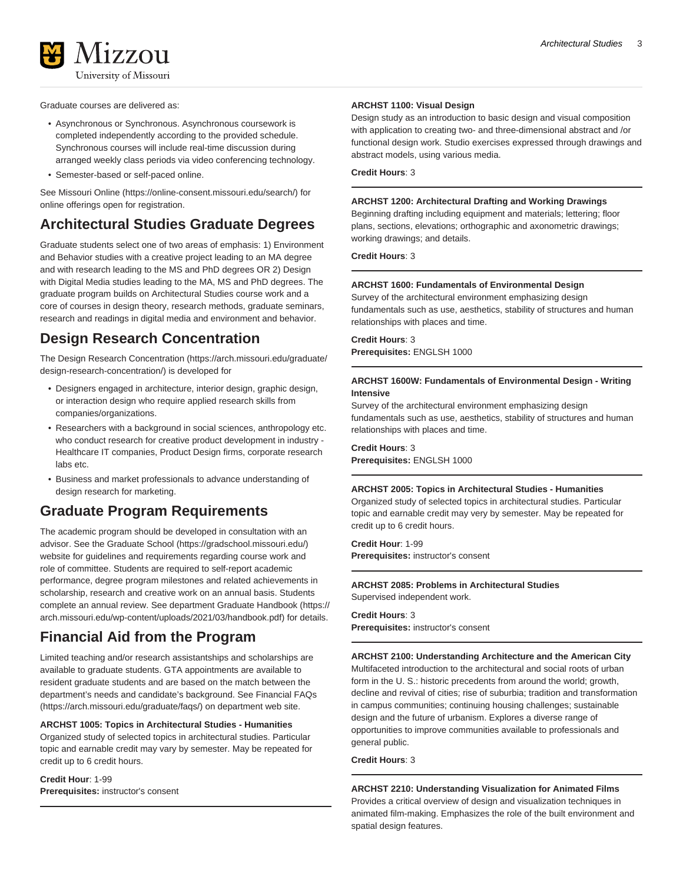Graduate courses are delivered as:

- Asynchronous or Synchronous. Asynchronous coursework is completed independently according to the provided schedule. Synchronous courses will include real-time discussion during arranged weekly class periods via video conferencing technology.
- Semester-based or self-paced online.

See Missouri Online (https://online-consent.missouri.edu/search/) for online offerings open for registration.

## Architectural Studies Graduate Degrees

Graduate students select one of two areas of emphasis: 1) Environment and Behavior studies with a creative project leading to an MA degree and with research leading to the MS and PhD degrees OR 2) Design with Digital Media studies leading to the MA, MS and PhD degrees. The graduate program builds on Architectural Studies course work and a core of courses in design theory, research methods, graduate seminars, research and readings in digital media and environment and behavior.

## Design Research Concentration

The Design Research Concentration (https://arch.missouri.edu/graduate/design-research-concentration/) is developed for

- Designers engaged in architecture, interior design, graphic design, or interaction design who require applied research skills from companies/organizations.
- Researchers with a background in social sciences, anthropology etc. who conduct research for creative product development in industry - Healthcare IT companies, Product Design firms, corporate research labs etc.
- Business and market professionals to advance understanding of design research for marketing.

## Graduate Program Requirements

The academic program should be developed in consultation with an advisor. See the Graduate School (https://gradschool.missouri.edu/) website for guidelines and requirements regarding course work and role of committee. Students are required to self-report academic performance, degree program milestones and related achievements in scholarship, research and creative work on an annual basis. Students complete an annual review. See department Graduate Handbook (https://arch.missouri.edu/wp-content/uploads/2021/03/handbook.pdf) for details.

## Financial Aid from the Program

Limited teaching and/or research assistantships and scholarships are available to graduate students. GTA appointments are available to resident graduate students and are based on the match between the department's needs and candidate's background. See Financial FAQs (https://arch.missouri.edu/graduate/faqs/) on department web site.

**ARCHST 1005: Topics in Architectural Studies - Humanities**
Organized study of selected topics in architectural studies. Particular topic and earnable credit may vary by semester. May be repeated for credit up to 6 credit hours.

**Credit Hour**: 1-99
**Prerequisites:** instructor's consent

---

**ARCHST 1100: Visual Design**
Design study as an introduction to basic design and visual composition with application to creating two- and three-dimensional abstract and /or functional design work. Studio exercises expressed through drawings and abstract models, using various media.

**Credit Hours**: 3

---

**ARCHST 1200: Architectural Drafting and Working Drawings**
Beginning drafting including equipment and materials; lettering; floor plans, sections, elevations; orthographic and axonometric drawings; working drawings; and details.

**Credit Hours**: 3

---

**ARCHST 1600: Fundamentals of Environmental Design**
Survey of the architectural environment emphasizing design fundamentals such as use, aesthetics, stability of structures and human relationships with places and time.

**Credit Hours**: 3
**Prerequisites:** ENGLSH 1000

---

**ARCHST 1600W: Fundamentals of Environmental Design - Writing Intensive**
Survey of the architectural environment emphasizing design fundamentals such as use, aesthetics, stability of structures and human relationships with places and time.

**Credit Hours**: 3
**Prerequisites:** ENGLSH 1000

---

**ARCHST 2005: Topics in Architectural Studies - Humanities**
Organized study of selected topics in architectural studies. Particular topic and earnable credit may very by semester. May be repeated for credit up to 6 credit hours.

**Credit Hour**: 1-99
**Prerequisites:** instructor's consent

---

**ARCHST 2085: Problems in Architectural Studies**
Supervised independent work.

**Credit Hours**: 3
**Prerequisites:** instructor's consent

---

**ARCHST 2100: Understanding Architecture and the American City**
Multifaceted introduction to the architectural and social roots of urban form in the U. S.: historic precedents from around the world; growth, decline and revival of cities; rise of suburbia; tradition and transformation in campus communities; continuing housing challenges; sustainable design and the future of urbanism. Explores a diverse range of opportunities to improve communities available to professionals and general public.

**Credit Hours**: 3

---

**ARCHST 2210: Understanding Visualization for Animated Films**
Provides a critical overview of design and visualization techniques in animated film-making. Emphasizes the role of the built environment and spatial design features.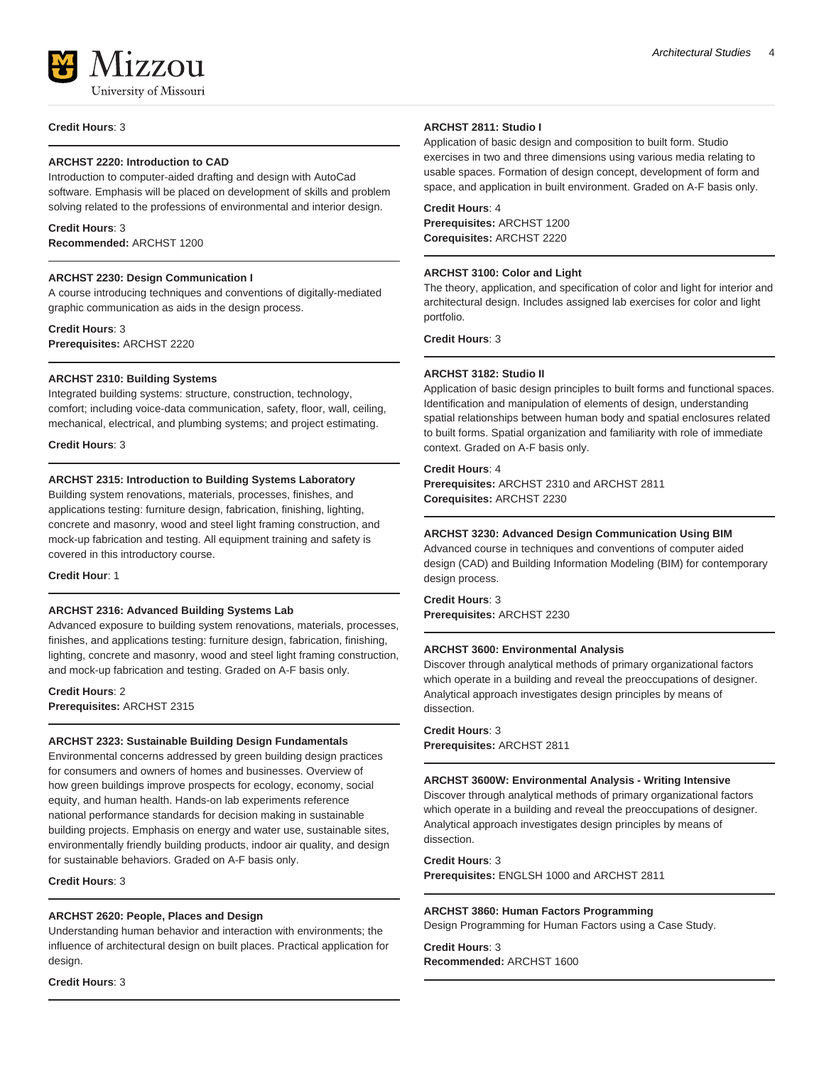**Credit Hours**: 3

---

**ARCHST 2220: Introduction to CAD**

Introduction to computer-aided drafting and design with AutoCad software. Emphasis will be placed on development of skills and problem solving related to the professions of environmental and interior design.

**Credit Hours**: 3
**Recommended:** ARCHST 1200

---

**ARCHST 2230: Design Communication I**

A course introducing techniques and conventions of digitally-mediated graphic communication as aids in the design process.

**Credit Hours**: 3
**Prerequisites:** ARCHST 2220

---

**ARCHST 2310: Building Systems**

Integrated building systems: structure, construction, technology, comfort; including voice-data communication, safety, floor, wall, ceiling, mechanical, electrical, and plumbing systems; and project estimating.

**Credit Hours**: 3

---

**ARCHST 2315: Introduction to Building Systems Laboratory**

Building system renovations, materials, processes, finishes, and applications testing: furniture design, fabrication, finishing, lighting, concrete and masonry, wood and steel light framing construction, and mock-up fabrication and testing. All equipment training and safety is covered in this introductory course.

**Credit Hour**: 1

---

**ARCHST 2316: Advanced Building Systems Lab**

Advanced exposure to building system renovations, materials, processes, finishes, and applications testing: furniture design, fabrication, finishing, lighting, concrete and masonry, wood and steel light framing construction, and mock-up fabrication and testing. Graded on A-F basis only.

**Credit Hours**: 2
**Prerequisites:** ARCHST 2315

---

**ARCHST 2323: Sustainable Building Design Fundamentals**

Environmental concerns addressed by green building design practices for consumers and owners of homes and businesses. Overview of how green buildings improve prospects for ecology, economy, social equity, and human health. Hands-on lab experiments reference national performance standards for decision making in sustainable building projects. Emphasis on energy and water use, sustainable sites, environmentally friendly building products, indoor air quality, and design for sustainable behaviors. Graded on A-F basis only.

**Credit Hours**: 3

---

**ARCHST 2620: People, Places and Design**

Understanding human behavior and interaction with environments; the influence of architectural design on built places. Practical application for design.

**Credit Hours**: 3

---

**ARCHST 2811: Studio I**

Application of basic design and composition to built form. Studio exercises in two and three dimensions using various media relating to usable spaces. Formation of design concept, development of form and space, and application in built environment. Graded on A-F basis only.

**Credit Hours**: 4
**Prerequisites:** ARCHST 1200
**Corequisites:** ARCHST 2220

---

**ARCHST 3100: Color and Light**

The theory, application, and specification of color and light for interior and architectural design. Includes assigned lab exercises for color and light portfolio.

**Credit Hours**: 3

---

**ARCHST 3182: Studio II**

Application of basic design principles to built forms and functional spaces. Identification and manipulation of elements of design, understanding spatial relationships between human body and spatial enclosures related to built forms. Spatial organization and familiarity with role of immediate context. Graded on A-F basis only.

**Credit Hours**: 4
**Prerequisites:** ARCHST 2310 and ARCHST 2811
**Corequisites:** ARCHST 2230

---

**ARCHST 3230: Advanced Design Communication Using BIM**

Advanced course in techniques and conventions of computer aided design (CAD) and Building Information Modeling (BIM) for contemporary design process.

**Credit Hours**: 3
**Prerequisites:** ARCHST 2230

---

**ARCHST 3600: Environmental Analysis**

Discover through analytical methods of primary organizational factors which operate in a building and reveal the preoccupations of designer. Analytical approach investigates design principles by means of dissection.

**Credit Hours**: 3
**Prerequisites:** ARCHST 2811

---

**ARCHST 3600W: Environmental Analysis - Writing Intensive**

Discover through analytical methods of primary organizational factors which operate in a building and reveal the preoccupations of designer. Analytical approach investigates design principles by means of dissection.

**Credit Hours**: 3
**Prerequisites:** ENGLSH 1000 and ARCHST 2811

---

**ARCHST 3860: Human Factors Programming**

Design Programming for Human Factors using a Case Study.

**Credit Hours**: 3
**Recommended:** ARCHST 1600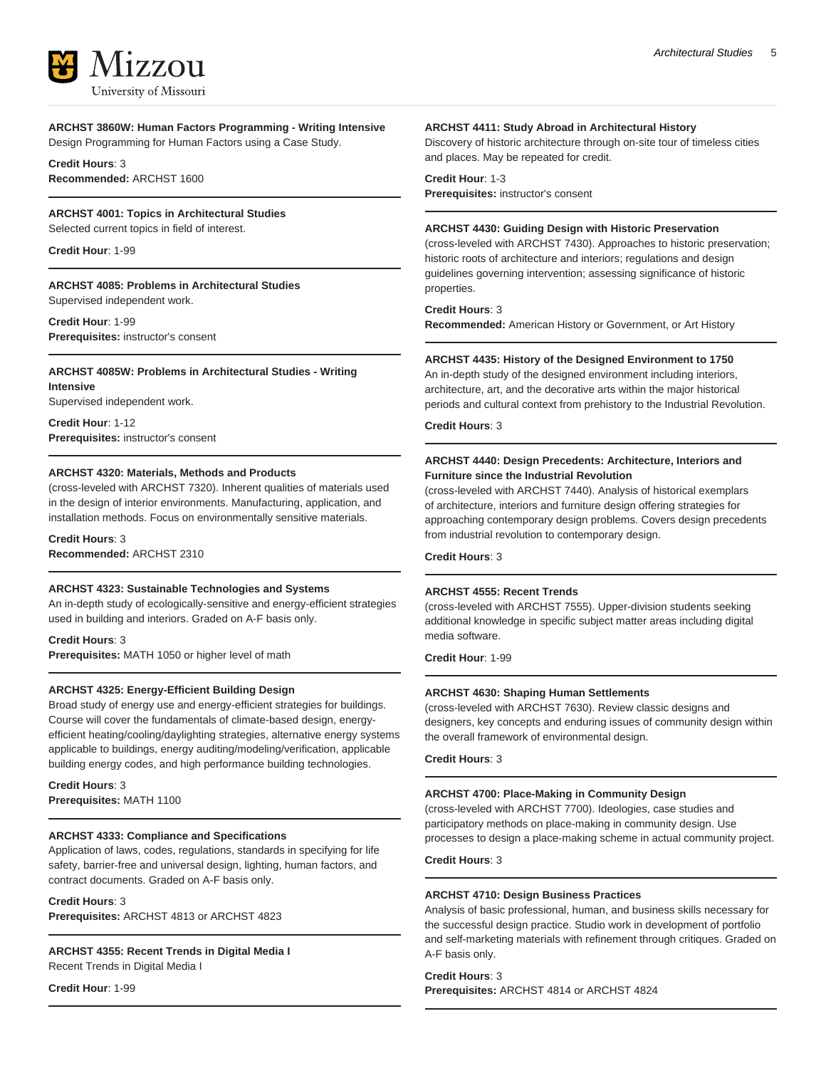**ARCHST 3860W: Human Factors Programming - Writing Intensive**
Design Programming for Human Factors using a Case Study.

**Credit Hours**: 3
**Recommended:** ARCHST 1600

---

**ARCHST 4001: Topics in Architectural Studies**
Selected current topics in field of interest.

**Credit Hour**: 1-99

---

**ARCHST 4085: Problems in Architectural Studies**
Supervised independent work.

**Credit Hour**: 1-99
**Prerequisites:** instructor's consent

---

**ARCHST 4085W: Problems in Architectural Studies - Writing Intensive**
Supervised independent work.

**Credit Hour**: 1-12
**Prerequisites:** instructor's consent

---

**ARCHST 4320: Materials, Methods and Products**
(cross-leveled with ARCHST 7320). Inherent qualities of materials used in the design of interior environments. Manufacturing, application, and installation methods. Focus on environmentally sensitive materials.

**Credit Hours**: 3
**Recommended:** ARCHST 2310

---

**ARCHST 4323: Sustainable Technologies and Systems**
An in-depth study of ecologically-sensitive and energy-efficient strategies used in building and interiors. Graded on A-F basis only.

**Credit Hours**: 3
**Prerequisites:** MATH 1050 or higher level of math

---

**ARCHST 4325: Energy-Efficient Building Design**
Broad study of energy use and energy-efficient strategies for buildings. Course will cover the fundamentals of climate-based design, energy-efficient heating/cooling/daylighting strategies, alternative energy systems applicable to buildings, energy auditing/modeling/verification, applicable building energy codes, and high performance building technologies.

**Credit Hours**: 3
**Prerequisites:** MATH 1100

---

**ARCHST 4333: Compliance and Specifications**
Application of laws, codes, regulations, standards in specifying for life safety, barrier-free and universal design, lighting, human factors, and contract documents. Graded on A-F basis only.

**Credit Hours**: 3
**Prerequisites:** ARCHST 4813 or ARCHST 4823

---

**ARCHST 4355: Recent Trends in Digital Media I**
Recent Trends in Digital Media I

**Credit Hour**: 1-99

---

**ARCHST 4411: Study Abroad in Architectural History**
Discovery of historic architecture through on-site tour of timeless cities and places. May be repeated for credit.

**Credit Hour**: 1-3
**Prerequisites:** instructor's consent

---

**ARCHST 4430: Guiding Design with Historic Preservation**
(cross-leveled with ARCHST 7430). Approaches to historic preservation; historic roots of architecture and interiors; regulations and design guidelines governing intervention; assessing significance of historic properties.

**Credit Hours**: 3
**Recommended:** American History or Government, or Art History

---

**ARCHST 4435: History of the Designed Environment to 1750**
An in-depth study of the designed environment including interiors, architecture, art, and the decorative arts within the major historical periods and cultural context from prehistory to the Industrial Revolution.

**Credit Hours**: 3

---

**ARCHST 4440: Design Precedents: Architecture, Interiors and Furniture since the Industrial Revolution**
(cross-leveled with ARCHST 7440). Analysis of historical exemplars of architecture, interiors and furniture design offering strategies for approaching contemporary design problems. Covers design precedents from industrial revolution to contemporary design.

**Credit Hours**: 3

---

**ARCHST 4555: Recent Trends**
(cross-leveled with ARCHST 7555). Upper-division students seeking additional knowledge in specific subject matter areas including digital media software.

**Credit Hour**: 1-99

---

**ARCHST 4630: Shaping Human Settlements**
(cross-leveled with ARCHST 7630). Review classic designs and designers, key concepts and enduring issues of community design within the overall framework of environmental design.

**Credit Hours**: 3

---

**ARCHST 4700: Place-Making in Community Design**
(cross-leveled with ARCHST 7700). Ideologies, case studies and participatory methods on place-making in community design. Use processes to design a place-making scheme in actual community project.

**Credit Hours**: 3

---

**ARCHST 4710: Design Business Practices**
Analysis of basic professional, human, and business skills necessary for the successful design practice. Studio work in development of portfolio and self-marketing materials with refinement through critiques. Graded on A-F basis only.

**Credit Hours**: 3
**Prerequisites:** ARCHST 4814 or ARCHST 4824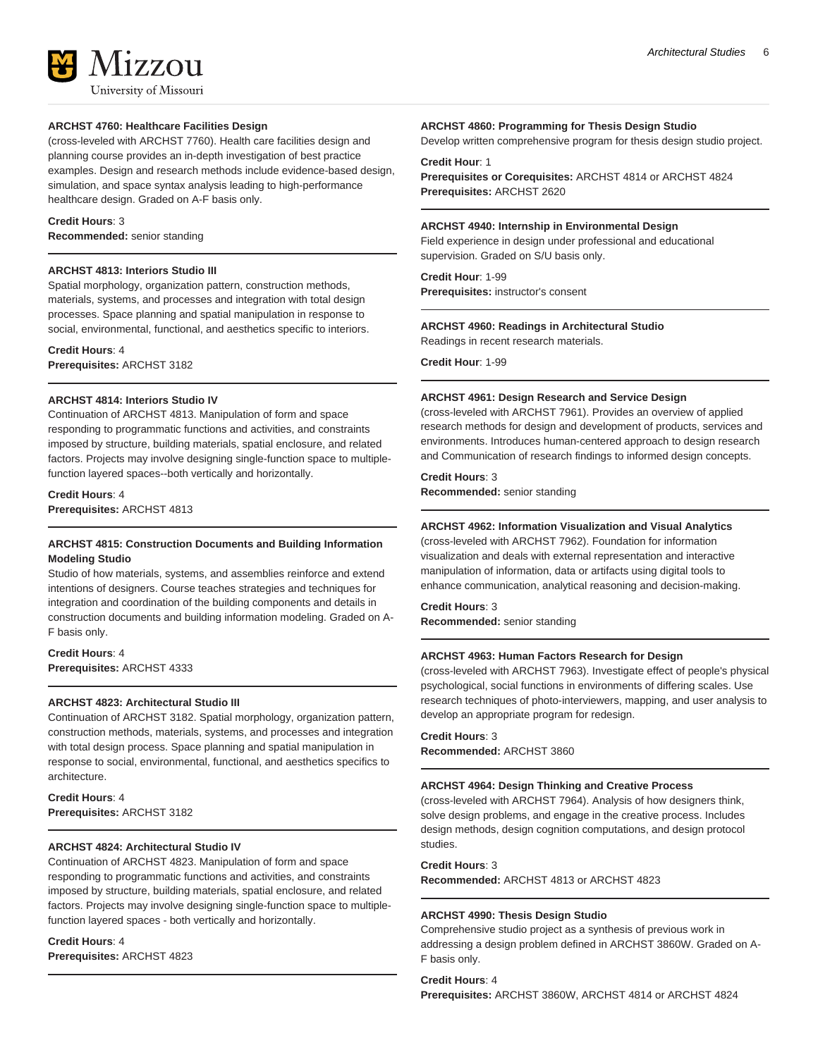**ARCHST 4760: Healthcare Facilities Design**

(cross-leveled with ARCHST 7760). Health care facilities design and planning course provides an in-depth investigation of best practice examples. Design and research methods include evidence-based design, simulation, and space syntax analysis leading to high-performance healthcare design. Graded on A-F basis only.

**Credit Hours**: 3
**Recommended:** senior standing

---

**ARCHST 4813: Interiors Studio III**

Spatial morphology, organization pattern, construction methods, materials, systems, and processes and integration with total design processes. Space planning and spatial manipulation in response to social, environmental, functional, and aesthetics specific to interiors.

**Credit Hours**: 4
**Prerequisites:** ARCHST 3182

---

**ARCHST 4814: Interiors Studio IV**

Continuation of ARCHST 4813. Manipulation of form and space responding to programmatic functions and activities, and constraints imposed by structure, building materials, spatial enclosure, and related factors. Projects may involve designing single-function space to multiple-function layered spaces--both vertically and horizontally.

**Credit Hours**: 4
**Prerequisites:** ARCHST 4813

---

**ARCHST 4815: Construction Documents and Building Information Modeling Studio**

Studio of how materials, systems, and assemblies reinforce and extend intentions of designers. Course teaches strategies and techniques for integration and coordination of the building components and details in construction documents and building information modeling. Graded on A-F basis only.

**Credit Hours**: 4
**Prerequisites:** ARCHST 4333

---

**ARCHST 4823: Architectural Studio III**

Continuation of ARCHST 3182. Spatial morphology, organization pattern, construction methods, materials, systems, and processes and integration with total design process. Space planning and spatial manipulation in response to social, environmental, functional, and aesthetics specifics to architecture.

**Credit Hours**: 4
**Prerequisites:** ARCHST 3182

---

**ARCHST 4824: Architectural Studio IV**

Continuation of ARCHST 4823. Manipulation of form and space responding to programmatic functions and activities, and constraints imposed by structure, building materials, spatial enclosure, and related factors. Projects may involve designing single-function space to multiple-function layered spaces - both vertically and horizontally.

**Credit Hours**: 4
**Prerequisites:** ARCHST 4823

---

**ARCHST 4860: Programming for Thesis Design Studio**

Develop written comprehensive program for thesis design studio project.

**Credit Hour**: 1
**Prerequisites or Corequisites:** ARCHST 4814 or ARCHST 4824
**Prerequisites:** ARCHST 2620

---

**ARCHST 4940: Internship in Environmental Design**

Field experience in design under professional and educational supervision. Graded on S/U basis only.

**Credit Hour**: 1-99
**Prerequisites:** instructor's consent

---

**ARCHST 4960: Readings in Architectural Studio**

Readings in recent research materials.

**Credit Hour**: 1-99

---

**ARCHST 4961: Design Research and Service Design**

(cross-leveled with ARCHST 7961). Provides an overview of applied research methods for design and development of products, services and environments. Introduces human-centered approach to design research and Communication of research findings to informed design concepts.

**Credit Hours**: 3
**Recommended:** senior standing

---

**ARCHST 4962: Information Visualization and Visual Analytics**

(cross-leveled with ARCHST 7962). Foundation for information visualization and deals with external representation and interactive manipulation of information, data or artifacts using digital tools to enhance communication, analytical reasoning and decision-making.

**Credit Hours**: 3
**Recommended:** senior standing

---

**ARCHST 4963: Human Factors Research for Design**

(cross-leveled with ARCHST 7963). Investigate effect of people's physical psychological, social functions in environments of differing scales. Use research techniques of photo-interviewers, mapping, and user analysis to develop an appropriate program for redesign.

**Credit Hours**: 3
**Recommended:** ARCHST 3860

---

**ARCHST 4964: Design Thinking and Creative Process**

(cross-leveled with ARCHST 7964). Analysis of how designers think, solve design problems, and engage in the creative process. Includes design methods, design cognition computations, and design protocol studies.

**Credit Hours**: 3
**Recommended:** ARCHST 4813 or ARCHST 4823

---

**ARCHST 4990: Thesis Design Studio**

Comprehensive studio project as a synthesis of previous work in addressing a design problem defined in ARCHST 3860W. Graded on A-F basis only.

**Credit Hours**: 4
**Prerequisites:** ARCHST 3860W, ARCHST 4814 or ARCHST 4824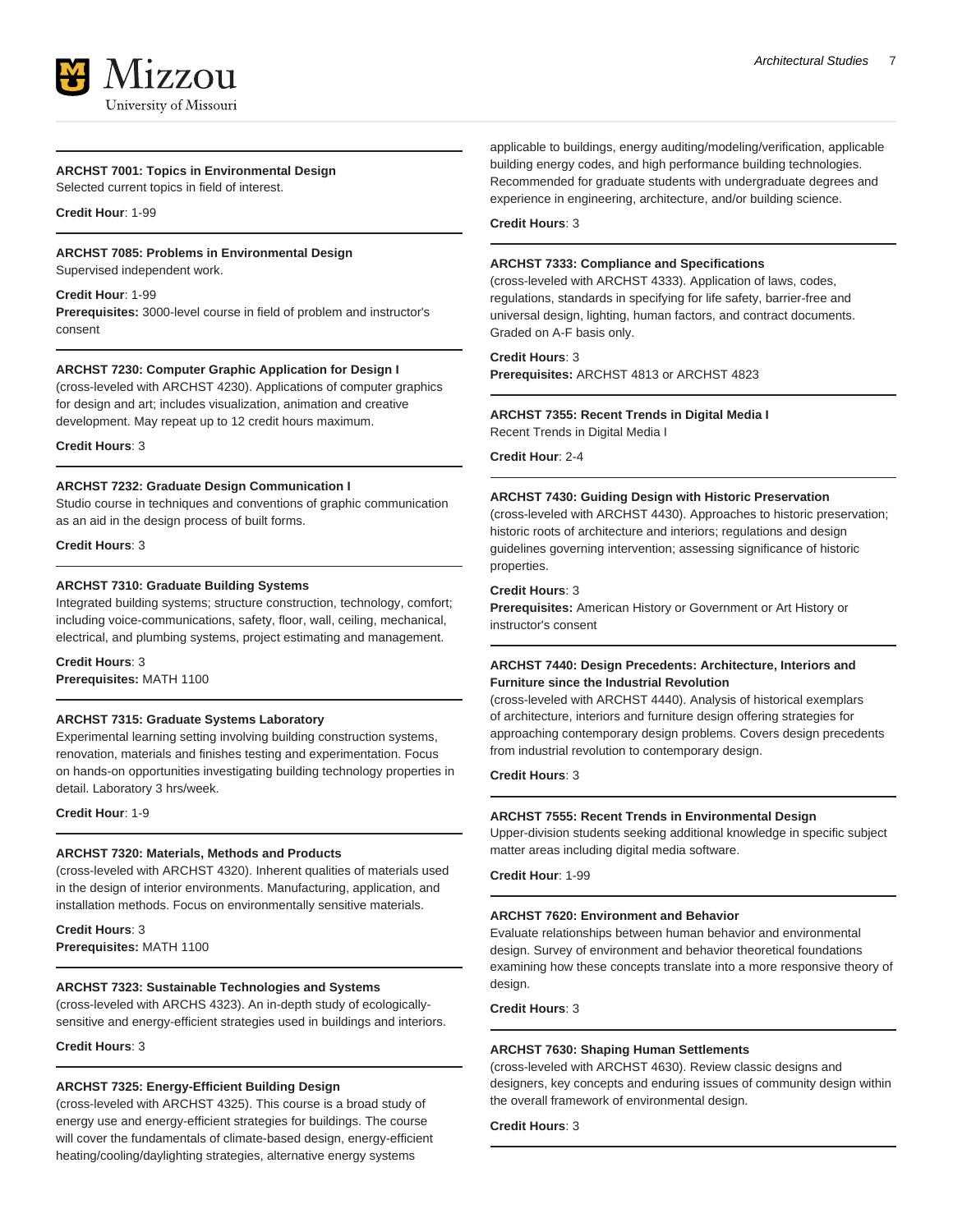**ARCHST 7001: Topics in Environmental Design**
Selected current topics in field of interest.

**Credit Hour**: 1-99

**ARCHST 7085: Problems in Environmental Design**
Supervised independent work.

**Credit Hour**: 1-99
**Prerequisites:** 3000-level course in field of problem and instructor's consent

**ARCHST 7230: Computer Graphic Application for Design I**
(cross-leveled with ARCHST 4230). Applications of computer graphics for design and art; includes visualization, animation and creative development. May repeat up to 12 credit hours maximum.

**Credit Hours**: 3

**ARCHST 7232: Graduate Design Communication I**
Studio course in techniques and conventions of graphic communication as an aid in the design process of built forms.

**Credit Hours**: 3

**ARCHST 7310: Graduate Building Systems**
Integrated building systems; structure construction, technology, comfort; including voice-communications, safety, floor, wall, ceiling, mechanical, electrical, and plumbing systems, project estimating and management.

**Credit Hours**: 3
**Prerequisites:** MATH 1100

**ARCHST 7315: Graduate Systems Laboratory**
Experimental learning setting involving building construction systems, renovation, materials and finishes testing and experimentation. Focus on hands-on opportunities investigating building technology properties in detail. Laboratory 3 hrs/week.

**Credit Hour**: 1-9

**ARCHST 7320: Materials, Methods and Products**
(cross-leveled with ARCHST 4320). Inherent qualities of materials used in the design of interior environments. Manufacturing, application, and installation methods. Focus on environmentally sensitive materials.

**Credit Hours**: 3
**Prerequisites:** MATH 1100

**ARCHST 7323: Sustainable Technologies and Systems**
(cross-leveled with ARCHS 4323). An in-depth study of ecologically-sensitive and energy-efficient strategies used in buildings and interiors.

**Credit Hours**: 3

**ARCHST 7325: Energy-Efficient Building Design**
(cross-leveled with ARCHST 4325). This course is a broad study of energy use and energy-efficient strategies for buildings. The course will cover the fundamentals of climate-based design, energy-efficient heating/cooling/daylighting strategies, alternative energy systems applicable to buildings, energy auditing/modeling/verification, applicable building energy codes, and high performance building technologies. Recommended for graduate students with undergraduate degrees and experience in engineering, architecture, and/or building science.

**Credit Hours**: 3

**ARCHST 7333: Compliance and Specifications**
(cross-leveled with ARCHST 4333). Application of laws, codes, regulations, standards in specifying for life safety, barrier-free and universal design, lighting, human factors, and contract documents. Graded on A-F basis only.

**Credit Hours**: 3
**Prerequisites:** ARCHST 4813 or ARCHST 4823

**ARCHST 7355: Recent Trends in Digital Media I**
Recent Trends in Digital Media I

**Credit Hour**: 2-4

**ARCHST 7430: Guiding Design with Historic Preservation**
(cross-leveled with ARCHST 4430). Approaches to historic preservation; historic roots of architecture and interiors; regulations and design guidelines governing intervention; assessing significance of historic properties.

**Credit Hours**: 3
**Prerequisites:** American History or Government or Art History or instructor's consent

**ARCHST 7440: Design Precedents: Architecture, Interiors and Furniture since the Industrial Revolution**
(cross-leveled with ARCHST 4440). Analysis of historical exemplars of architecture, interiors and furniture design offering strategies for approaching contemporary design problems. Covers design precedents from industrial revolution to contemporary design.

**Credit Hours**: 3

**ARCHST 7555: Recent Trends in Environmental Design**
Upper-division students seeking additional knowledge in specific subject matter areas including digital media software.

**Credit Hour**: 1-99

**ARCHST 7620: Environment and Behavior**
Evaluate relationships between human behavior and environmental design. Survey of environment and behavior theoretical foundations examining how these concepts translate into a more responsive theory of design.

**Credit Hours**: 3

**ARCHST 7630: Shaping Human Settlements**
(cross-leveled with ARCHST 4630). Review classic designs and designers, key concepts and enduring issues of community design within the overall framework of environmental design.

**Credit Hours**: 3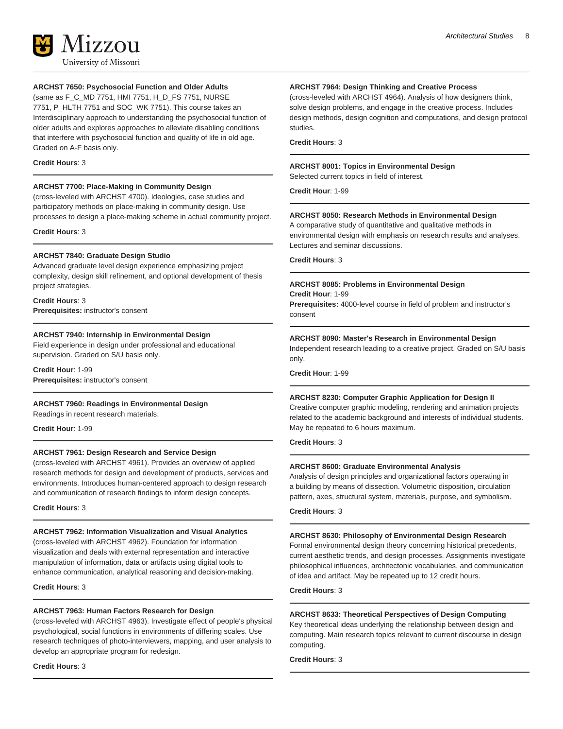**ARCHST 7650: Psychosocial Function and Older Adults**
(same as F_C_MD 7751, HMI 7751, H_D_FS 7751, NURSE 7751, P_HLTH 7751 and SOC_WK 7751). This course takes an Interdisciplinary approach to understanding the psychosocial function of older adults and explores approaches to alleviate disabling conditions that interfere with psychosocial function and quality of life in old age. Graded on A-F basis only.

**Credit Hours**: 3

---

**ARCHST 7700: Place-Making in Community Design**
(cross-leveled with ARCHST 4700). Ideologies, case studies and participatory methods on place-making in community design. Use processes to design a place-making scheme in actual community project.

**Credit Hours**: 3

---

**ARCHST 7840: Graduate Design Studio**
Advanced graduate level design experience emphasizing project complexity, design skill refinement, and optional development of thesis project strategies.

**Credit Hours**: 3
**Prerequisites:** instructor's consent

---

**ARCHST 7940: Internship in Environmental Design**
Field experience in design under professional and educational supervision. Graded on S/U basis only.

**Credit Hour**: 1-99
**Prerequisites:** instructor's consent

---

**ARCHST 7960: Readings in Environmental Design**
Readings in recent research materials.

**Credit Hour**: 1-99

---

**ARCHST 7961: Design Research and Service Design**
(cross-leveled with ARCHST 4961). Provides an overview of applied research methods for design and development of products, services and environments. Introduces human-centered approach to design research and communication of research findings to inform design concepts.

**Credit Hours**: 3

---

**ARCHST 7962: Information Visualization and Visual Analytics**
(cross-leveled with ARCHST 4962). Foundation for information visualization and deals with external representation and interactive manipulation of information, data or artifacts using digital tools to enhance communication, analytical reasoning and decision-making.

**Credit Hours**: 3

---

**ARCHST 7963: Human Factors Research for Design**
(cross-leveled with ARCHST 4963). Investigate effect of people's physical psychological, social functions in environments of differing scales. Use research techniques of photo-interviewers, mapping, and user analysis to develop an appropriate program for redesign.

**Credit Hours**: 3

---

**ARCHST 7964: Design Thinking and Creative Process**
(cross-leveled with ARCHST 4964). Analysis of how designers think, solve design problems, and engage in the creative process. Includes design methods, design cognition and computations, and design protocol studies.

**Credit Hours**: 3

---

**ARCHST 8001: Topics in Environmental Design**
Selected current topics in field of interest.

**Credit Hour**: 1-99

---

**ARCHST 8050: Research Methods in Environmental Design**
A comparative study of quantitative and qualitative methods in environmental design with emphasis on research results and analyses. Lectures and seminar discussions.

**Credit Hours**: 3

---

**ARCHST 8085: Problems in Environmental Design**
**Credit Hour**: 1-99
**Prerequisites:** 4000-level course in field of problem and instructor's consent

---

**ARCHST 8090: Master's Research in Environmental Design**
Independent research leading to a creative project. Graded on S/U basis only.

**Credit Hour**: 1-99

---

**ARCHST 8230: Computer Graphic Application for Design II**
Creative computer graphic modeling, rendering and animation projects related to the academic background and interests of individual students. May be repeated to 6 hours maximum.

**Credit Hours**: 3

---

**ARCHST 8600: Graduate Environmental Analysis**
Analysis of design principles and organizational factors operating in a building by means of dissection. Volumetric disposition, circulation pattern, axes, structural system, materials, purpose, and symbolism.

**Credit Hours**: 3

---

**ARCHST 8630: Philosophy of Environmental Design Research**
Formal environmental design theory concerning historical precedents, current aesthetic trends, and design processes. Assignments investigate philosophical influences, architectonic vocabularies, and communication of idea and artifact. May be repeated up to 12 credit hours.

**Credit Hours**: 3

---

**ARCHST 8633: Theoretical Perspectives of Design Computing**
Key theoretical ideas underlying the relationship between design and computing. Main research topics relevant to current discourse in design computing.

**Credit Hours**: 3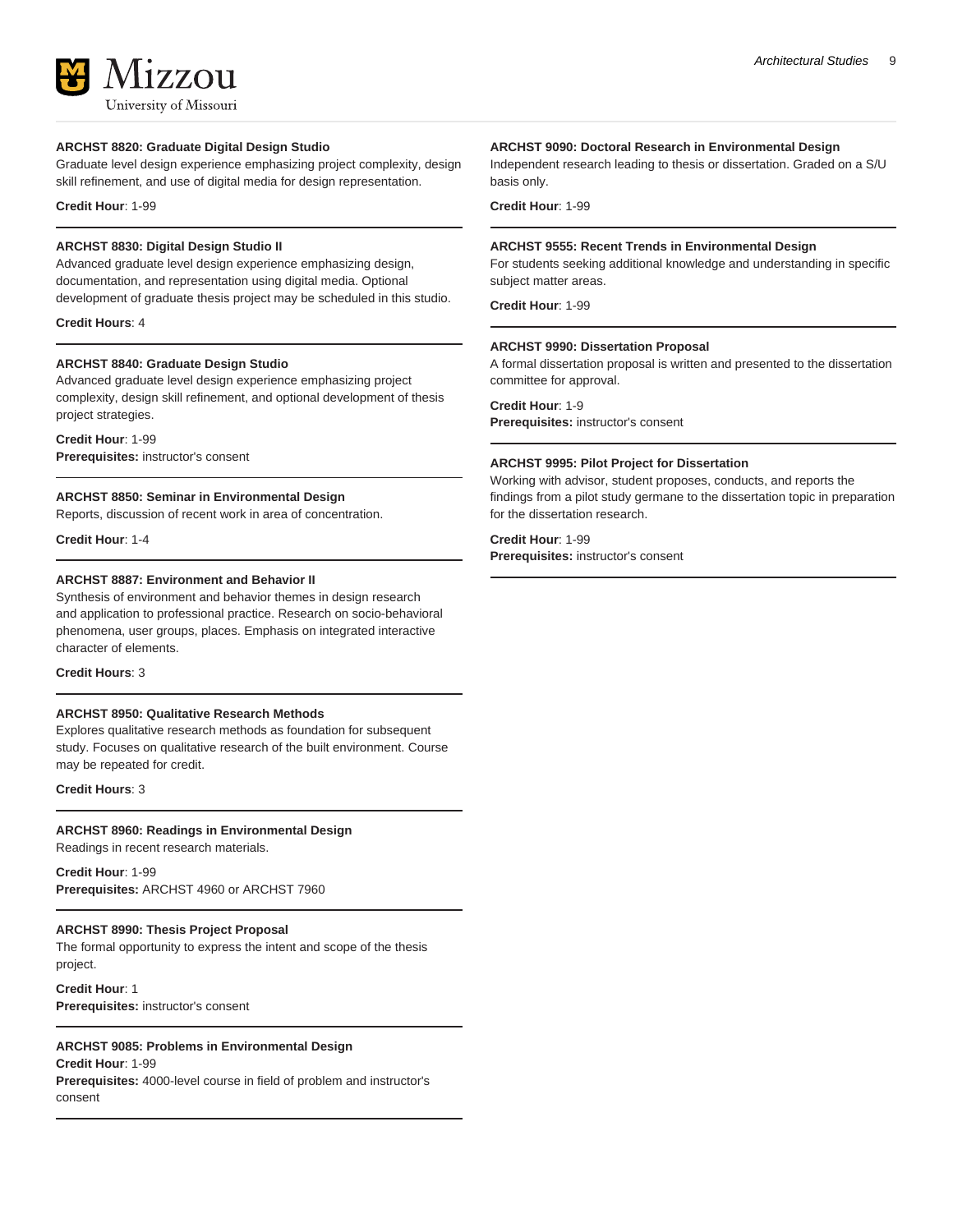**ARCHST 8820: Graduate Digital Design Studio**
Graduate level design experience emphasizing project complexity, design skill refinement, and use of digital media for design representation.

**Credit Hour**: 1-99

**ARCHST 8830: Digital Design Studio II**
Advanced graduate level design experience emphasizing design, documentation, and representation using digital media. Optional development of graduate thesis project may be scheduled in this studio.

**Credit Hours**: 4

**ARCHST 8840: Graduate Design Studio**
Advanced graduate level design experience emphasizing project complexity, design skill refinement, and optional development of thesis project strategies.

**Credit Hour**: 1-99
**Prerequisites:** instructor's consent

**ARCHST 8850: Seminar in Environmental Design**
Reports, discussion of recent work in area of concentration.

**Credit Hour**: 1-4

**ARCHST 8887: Environment and Behavior II**
Synthesis of environment and behavior themes in design research and application to professional practice. Research on socio-behavioral phenomena, user groups, places. Emphasis on integrated interactive character of elements.

**Credit Hours**: 3

**ARCHST 8950: Qualitative Research Methods**
Explores qualitative research methods as foundation for subsequent study. Focuses on qualitative research of the built environment. Course may be repeated for credit.

**Credit Hours**: 3

**ARCHST 8960: Readings in Environmental Design**
Readings in recent research materials.

**Credit Hour**: 1-99
**Prerequisites:** ARCHST 4960 or ARCHST 7960

**ARCHST 8990: Thesis Project Proposal**
The formal opportunity to express the intent and scope of the thesis project.

**Credit Hour**: 1
**Prerequisites:** instructor's consent

**ARCHST 9085: Problems in Environmental Design**
**Credit Hour**: 1-99
**Prerequisites:** 4000-level course in field of problem and instructor's consent

**ARCHST 9090: Doctoral Research in Environmental Design**
Independent research leading to thesis or dissertation. Graded on a S/U basis only.

**Credit Hour**: 1-99

**ARCHST 9555: Recent Trends in Environmental Design**
For students seeking additional knowledge and understanding in specific subject matter areas.

**Credit Hour**: 1-99

**ARCHST 9990: Dissertation Proposal**
A formal dissertation proposal is written and presented to the dissertation committee for approval.

**Credit Hour**: 1-9
**Prerequisites:** instructor's consent

**ARCHST 9995: Pilot Project for Dissertation**
Working with advisor, student proposes, conducts, and reports the findings from a pilot study germane to the dissertation topic in preparation for the dissertation research.

**Credit Hour**: 1-99
**Prerequisites:** instructor's consent